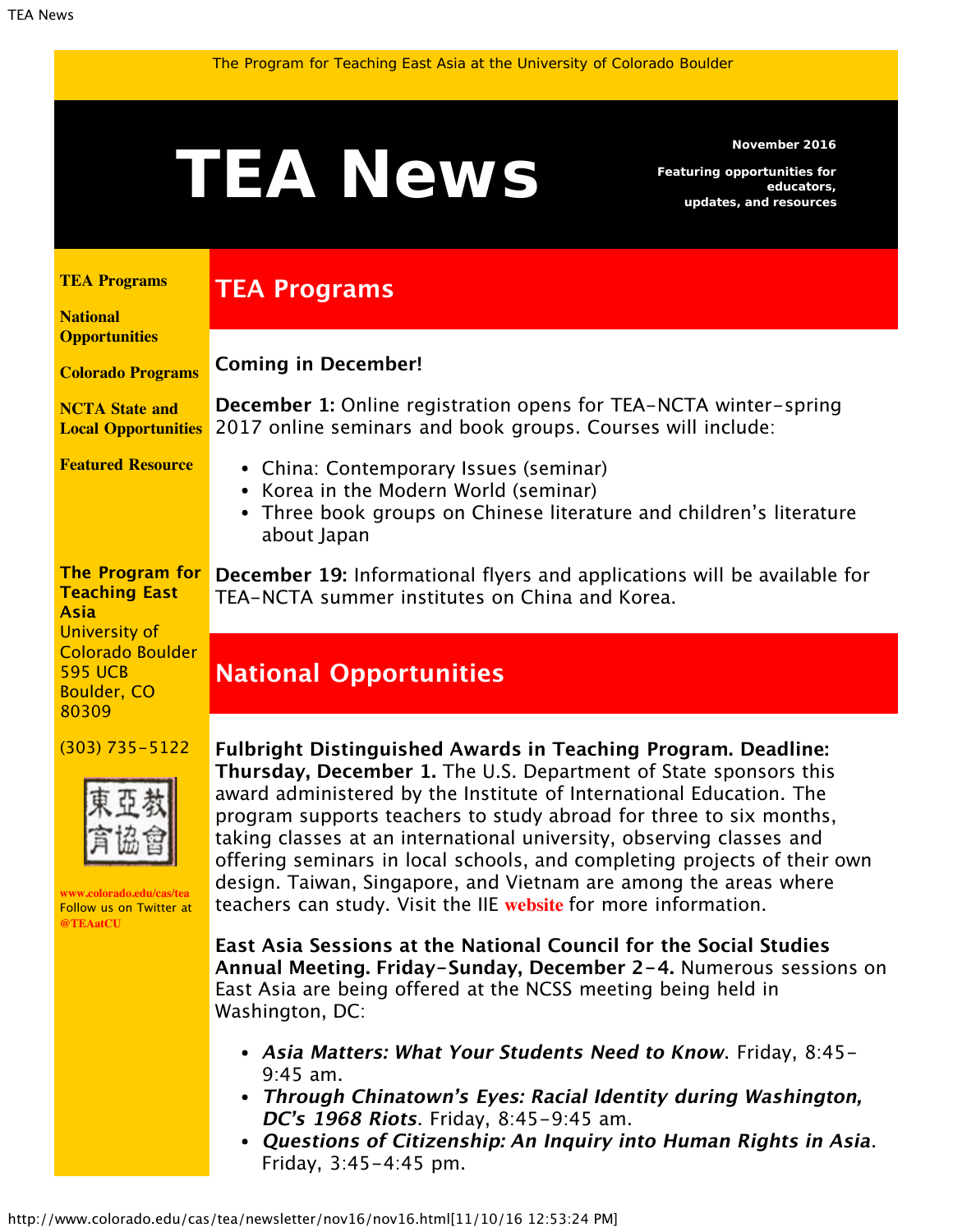The Program for Teaching East Asia at the University of Colorado Boulder

# TEA News

**November 2016**

**Featuring opportunities for educators, updates, and resources**

**TEA Programs**

**National Opportunities**

**Colorado Programs**

**NCTA State and Local Opportunities**

**Featured Resource**

**The Program for Teaching East Asia**
University of Colorado Boulder
595 UCB
Boulder, CO
80309

(303) 735-5122

www.colorado.edu/cas/tea
Follow us on Twitter at @TEAatCU

## TEA Programs

### Coming in December!

**December 1:** Online registration opens for TEA-NCTA winter-spring 2017 online seminars and book groups. Courses will include:

- China: Contemporary Issues (seminar)
- Korea in the Modern World (seminar)
- Three book groups on Chinese literature and children's literature about Japan

**December 19:** Informational flyers and applications will be available for TEA-NCTA summer institutes on China and Korea.

## National Opportunities

**Fulbright Distinguished Awards in Teaching Program. Deadline: Thursday, December 1.** The U.S. Department of State sponsors this award administered by the Institute of International Education. The program supports teachers to study abroad for three to six months, taking classes at an international university, observing classes and offering seminars in local schools, and completing projects of their own design. Taiwan, Singapore, and Vietnam are among the areas where teachers can study. Visit the IIE **website** for more information.

**East Asia Sessions at the National Council for the Social Studies Annual Meeting. Friday-Sunday, December 2-4.** Numerous sessions on East Asia are being offered at the NCSS meeting being held in Washington, DC:

- ***Asia Matters: What Your Students Need to Know***. Friday, 8:45-9:45 am.
- ***Through Chinatown's Eyes: Racial Identity during Washington, DC's 1968 Riots***. Friday, 8:45-9:45 am.
- ***Questions of Citizenship: An Inquiry into Human Rights in Asia***. Friday, 3:45-4:45 pm.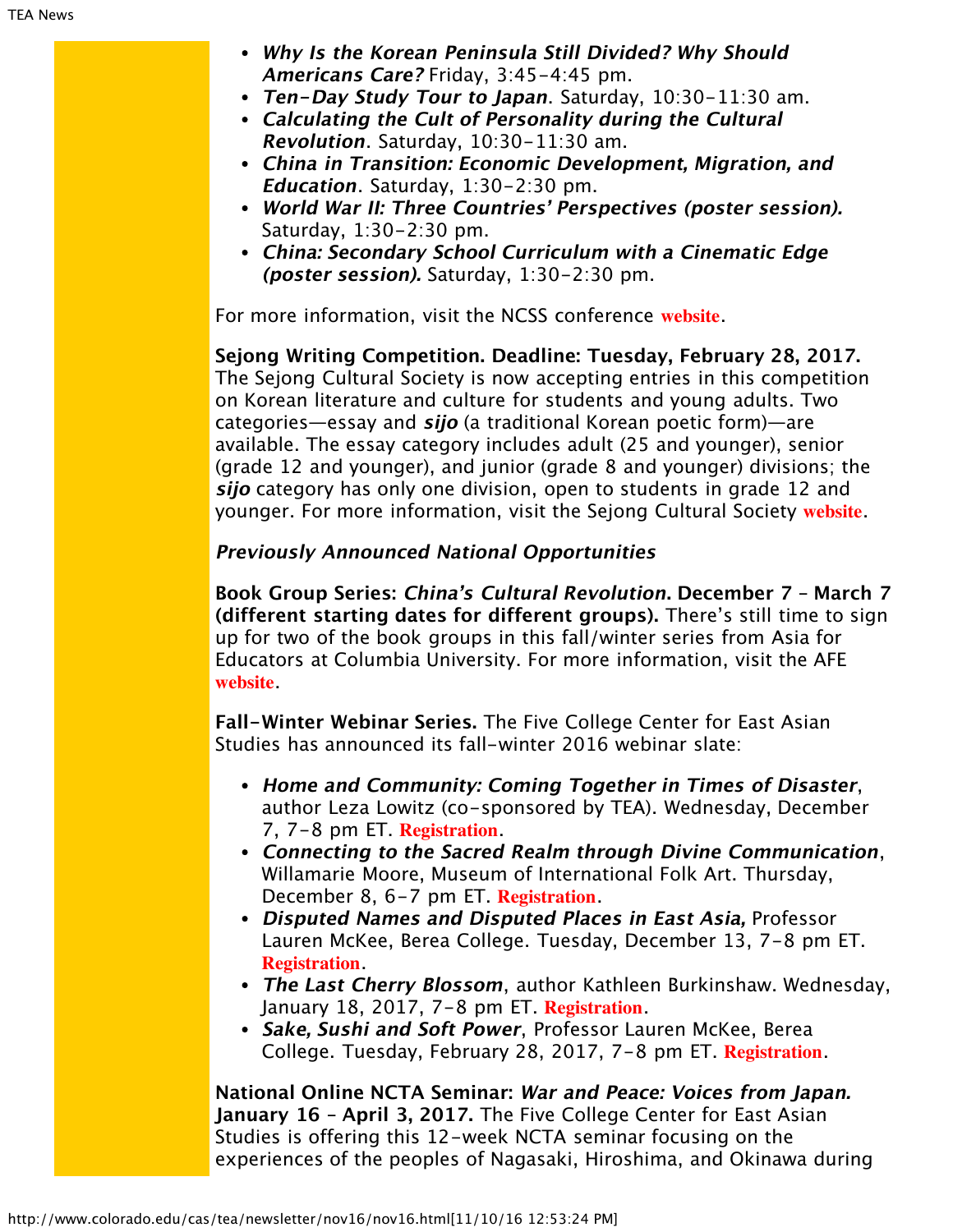- ***Why Is the Korean Peninsula Still Divided? Why Should Americans Care?*** Friday, 3:45-4:45 pm.
- ***Ten-Day Study Tour to Japan***. Saturday, 10:30-11:30 am.
- ***Calculating the Cult of Personality during the Cultural Revolution***. Saturday, 10:30-11:30 am.
- ***China in Transition: Economic Development, Migration, and Education***. Saturday, 1:30-2:30 pm.
- ***World War II: Three Countries' Perspectives (poster session).*** Saturday, 1:30-2:30 pm.
- ***China: Secondary School Curriculum with a Cinematic Edge (poster session).*** Saturday, 1:30-2:30 pm.

For more information, visit the NCSS conference **website**.

**Sejong Writing Competition. Deadline: Tuesday, February 28, 2017.** The Sejong Cultural Society is now accepting entries in this competition on Korean literature and culture for students and young adults. Two categories—essay and ***sijo*** (a traditional Korean poetic form)—are available. The essay category includes adult (25 and younger), senior (grade 12 and younger), and junior (grade 8 and younger) divisions; the ***sijo*** category has only one division, open to students in grade 12 and younger. For more information, visit the Sejong Cultural Society **website**.

***Previously Announced National Opportunities***

**Book Group Series: *China's Cultural Revolution*. December 7 – March 7 (different starting dates for different groups).** There's still time to sign up for two of the book groups in this fall/winter series from Asia for Educators at Columbia University. For more information, visit the AFE **website**.

**Fall-Winter Webinar Series.** The Five College Center for East Asian Studies has announced its fall-winter 2016 webinar slate:

- ***Home and Community: Coming Together in Times of Disaster***, author Leza Lowitz (co-sponsored by TEA). Wednesday, December 7, 7-8 pm ET. **Registration**.
- ***Connecting to the Sacred Realm through Divine Communication***, Willamarie Moore, Museum of International Folk Art. Thursday, December 8, 6-7 pm ET. **Registration**.
- ***Disputed Names and Disputed Places in East Asia,*** Professor Lauren McKee, Berea College. Tuesday, December 13, 7-8 pm ET. **Registration**.
- ***The Last Cherry Blossom***, author Kathleen Burkinshaw. Wednesday, January 18, 2017, 7-8 pm ET. **Registration**.
- ***Sake, Sushi and Soft Power***, Professor Lauren McKee, Berea College. Tuesday, February 28, 2017, 7-8 pm ET. **Registration**.

**National Online NCTA Seminar: *War and Peace: Voices from Japan.* January 16 – April 3, 2017.** The Five College Center for East Asian Studies is offering this 12-week NCTA seminar focusing on the experiences of the peoples of Nagasaki, Hiroshima, and Okinawa during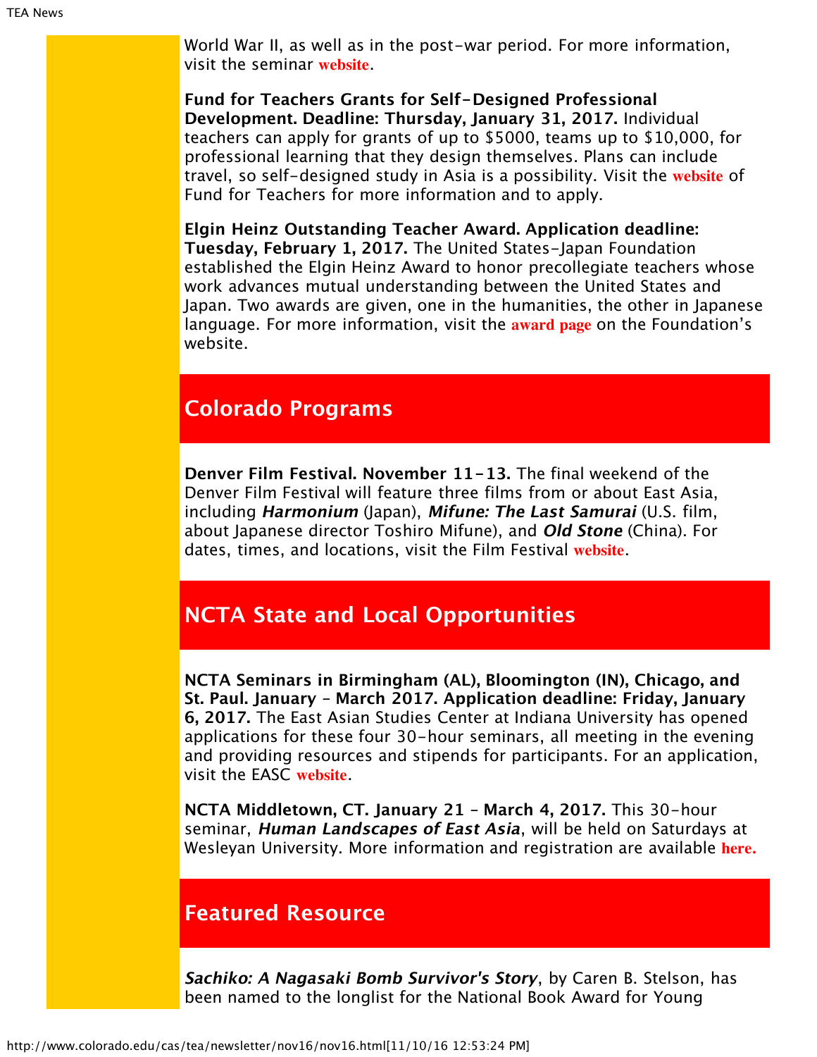World War II, as well as in the post-war period. For more information, visit the seminar **website**.

**Fund for Teachers Grants for Self-Designed Professional Development. Deadline: Thursday, January 31, 2017.** Individual teachers can apply for grants of up to $5000, teams up to $10,000, for professional learning that they design themselves. Plans can include travel, so self-designed study in Asia is a possibility. Visit the **website** of Fund for Teachers for more information and to apply.

**Elgin Heinz Outstanding Teacher Award. Application deadline: Tuesday, February 1, 2017.** The United States-Japan Foundation established the Elgin Heinz Award to honor precollegiate teachers whose work advances mutual understanding between the United States and Japan. Two awards are given, one in the humanities, the other in Japanese language. For more information, visit the **award page** on the Foundation's website.

## Colorado Programs

**Denver Film Festival. November 11-13.** The final weekend of the Denver Film Festival will feature three films from or about East Asia, including ***Harmonium*** (Japan), ***Mifune: The Last Samurai*** (U.S. film, about Japanese director Toshiro Mifune), and ***Old Stone*** (China). For dates, times, and locations, visit the Film Festival **website**.

## NCTA State and Local Opportunities

**NCTA Seminars in Birmingham (AL), Bloomington (IN), Chicago, and St. Paul. January - March 2017. Application deadline: Friday, January 6, 2017.** The East Asian Studies Center at Indiana University has opened applications for these four 30-hour seminars, all meeting in the evening and providing resources and stipends for participants. For an application, visit the EASC **website**.

**NCTA Middletown, CT. January 21 - March 4, 2017.** This 30-hour seminar, ***Human Landscapes of East Asia***, will be held on Saturdays at Wesleyan University. More information and registration are available **here.**

## Featured Resource

***Sachiko: A Nagasaki Bomb Survivor's Story***, by Caren B. Stelson, has been named to the longlist for the National Book Award for Young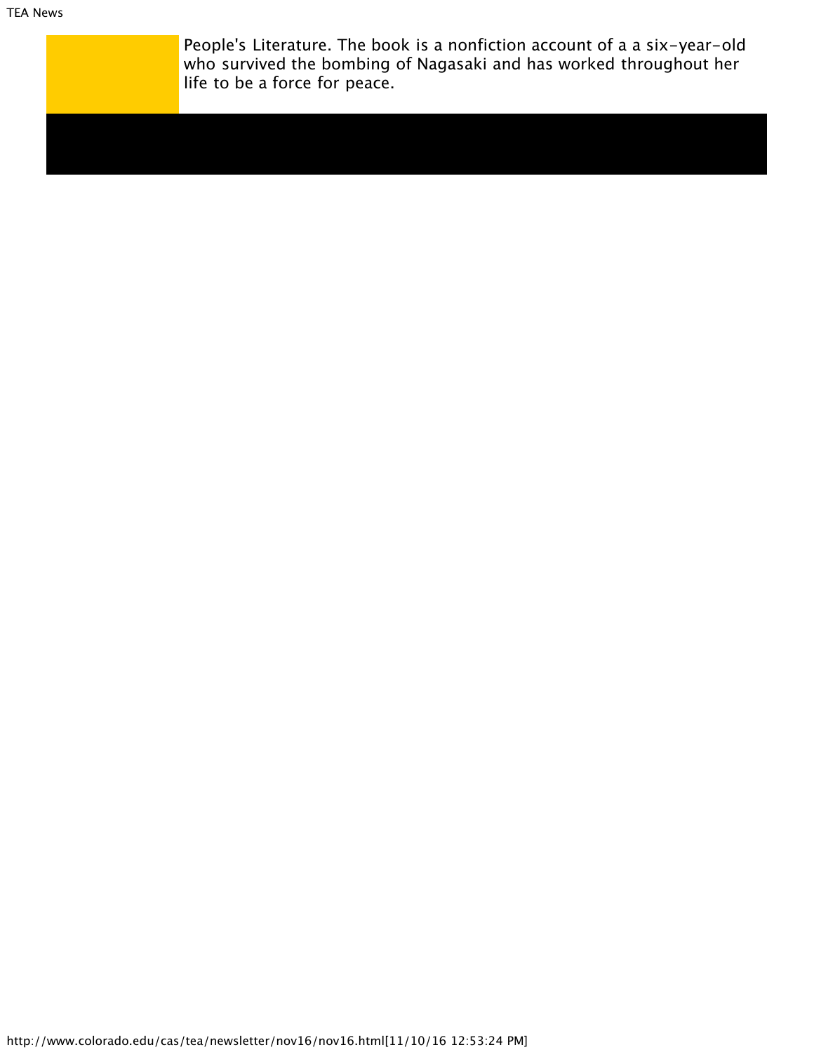People's Literature. The book is a nonfiction account of a a six-year-old who survived the bombing of Nagasaki and has worked throughout her life to be a force for peace.